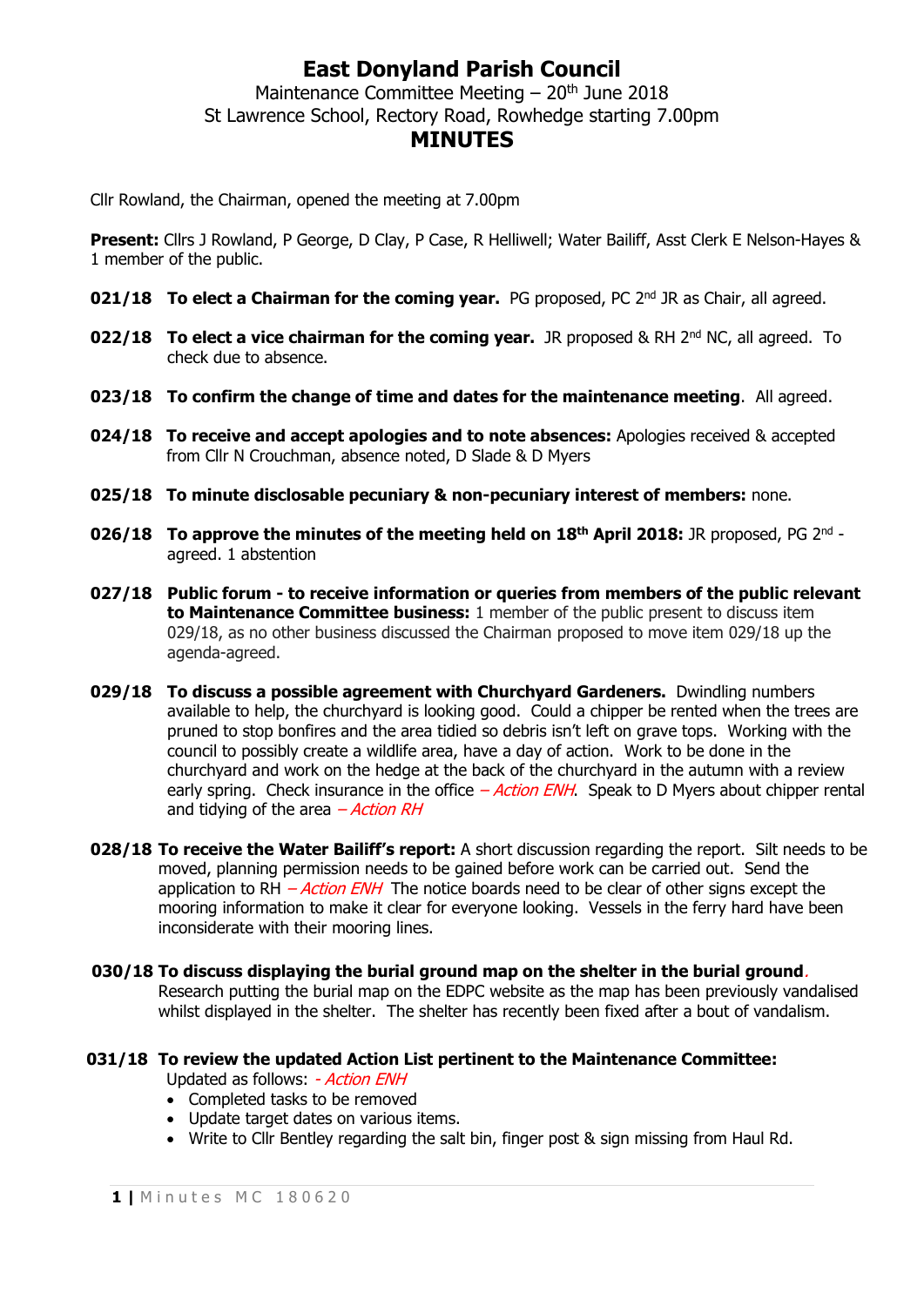# East Donyland Parish Council

Maintenance Committee Meeting – 20th June 2018

St Lawrence School, Rectory Road, Rowhedge starting 7.00pm

## MINUTES

Cllr Rowland, the Chairman, opened the meeting at 7.00pm

**Present:** Cllrs J Rowland, P George, D Clay, P Case, R Helliwell; Water Bailiff, Asst Clerk E Nelson-Hayes & 1 member of the public.

**021/18 To elect a Chairman for the coming year.** PG proposed, PC 2nd JR as Chair, all agreed.

**022/18 To elect a vice chairman for the coming year.** JR proposed & RH 2nd NC, all agreed. To check due to absence.

**023/18 To confirm the change of time and dates for the maintenance meeting**. All agreed.

**024/18 To receive and accept apologies and to note absences:** Apologies received & accepted from Cllr N Crouchman, absence noted, D Slade & D Myers

**025/18 To minute disclosable pecuniary & non-pecuniary interest of members:** none.

**026/18 To approve the minutes of the meeting held on 18th April 2018:** JR proposed, PG 2nd - agreed. 1 abstention

**027/18 Public forum - to receive information or queries from members of the public relevant to Maintenance Committee business:** 1 member of the public present to discuss item 029/18, as no other business discussed the Chairman proposed to move item 029/18 up the agenda-agreed.

**029/18 To discuss a possible agreement with Churchyard Gardeners.** Dwindling numbers available to help, the churchyard is looking good. Could a chipper be rented when the trees are pruned to stop bonfires and the area tidied so debris isn't left on grave tops. Working with the council to possibly create a wildlife area, have a day of action. Work to be done in the churchyard and work on the hedge at the back of the churchyard in the autumn with a review early spring. Check insurance in the office *– Action ENH*. Speak to D Myers about chipper rental and tidying of the area *– Action RH*

**028/18 To receive the Water Bailiff's report:** A short discussion regarding the report. Silt needs to be moved, planning permission needs to be gained before work can be carried out. Send the application to RH *– Action ENH* The notice boards need to be clear of other signs except the mooring information to make it clear for everyone looking. Vessels in the ferry hard have been inconsiderate with their mooring lines.

**030/18 To discuss displaying the burial ground map on the shelter in the burial ground**. Research putting the burial map on the EDPC website as the map has been previously vandalised whilst displayed in the shelter. The shelter has recently been fixed after a bout of vandalism.

**031/18 To review the updated Action List pertinent to the Maintenance Committee:**

Updated as follows: *- Action ENH*

- Completed tasks to be removed
- Update target dates on various items.
- Write to Cllr Bentley regarding the salt bin, finger post & sign missing from Haul Rd.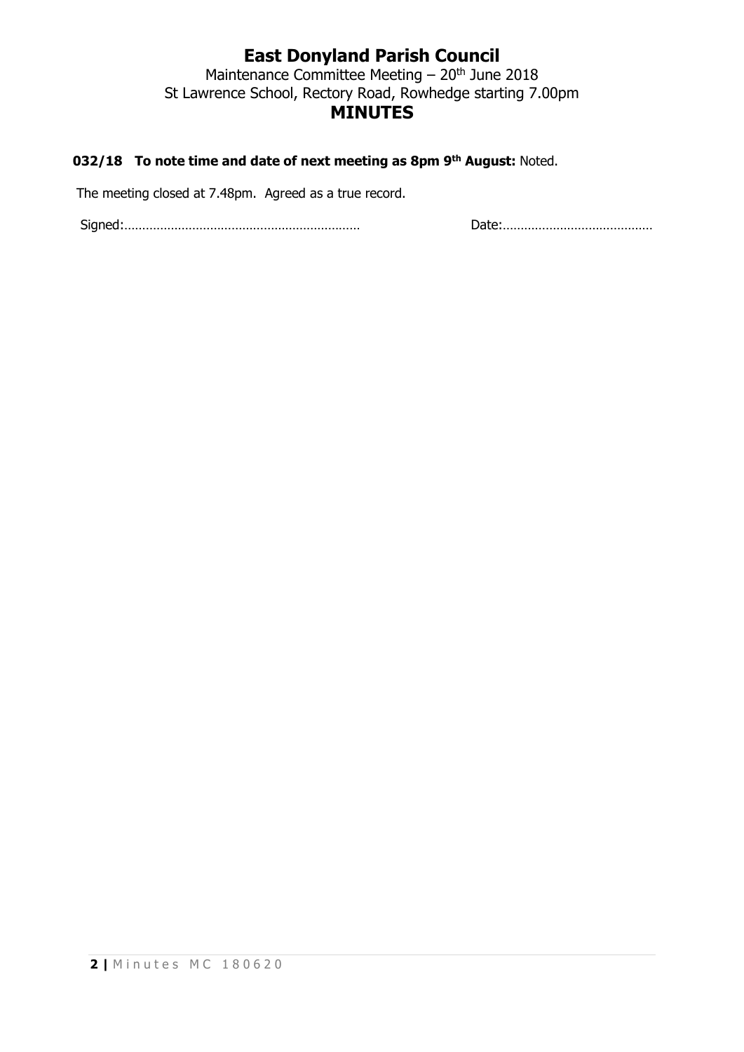# East Donyland Parish Council

Maintenance Committee Meeting – 20th June 2018
St Lawrence School, Rectory Road, Rowhedge starting 7.00pm

## MINUTES

**032/18 To note time and date of next meeting as 8pm 9th August:** Noted.

The meeting closed at 7.48pm. Agreed as a true record.

Signed:………………………………………………………… Date:……………………………………